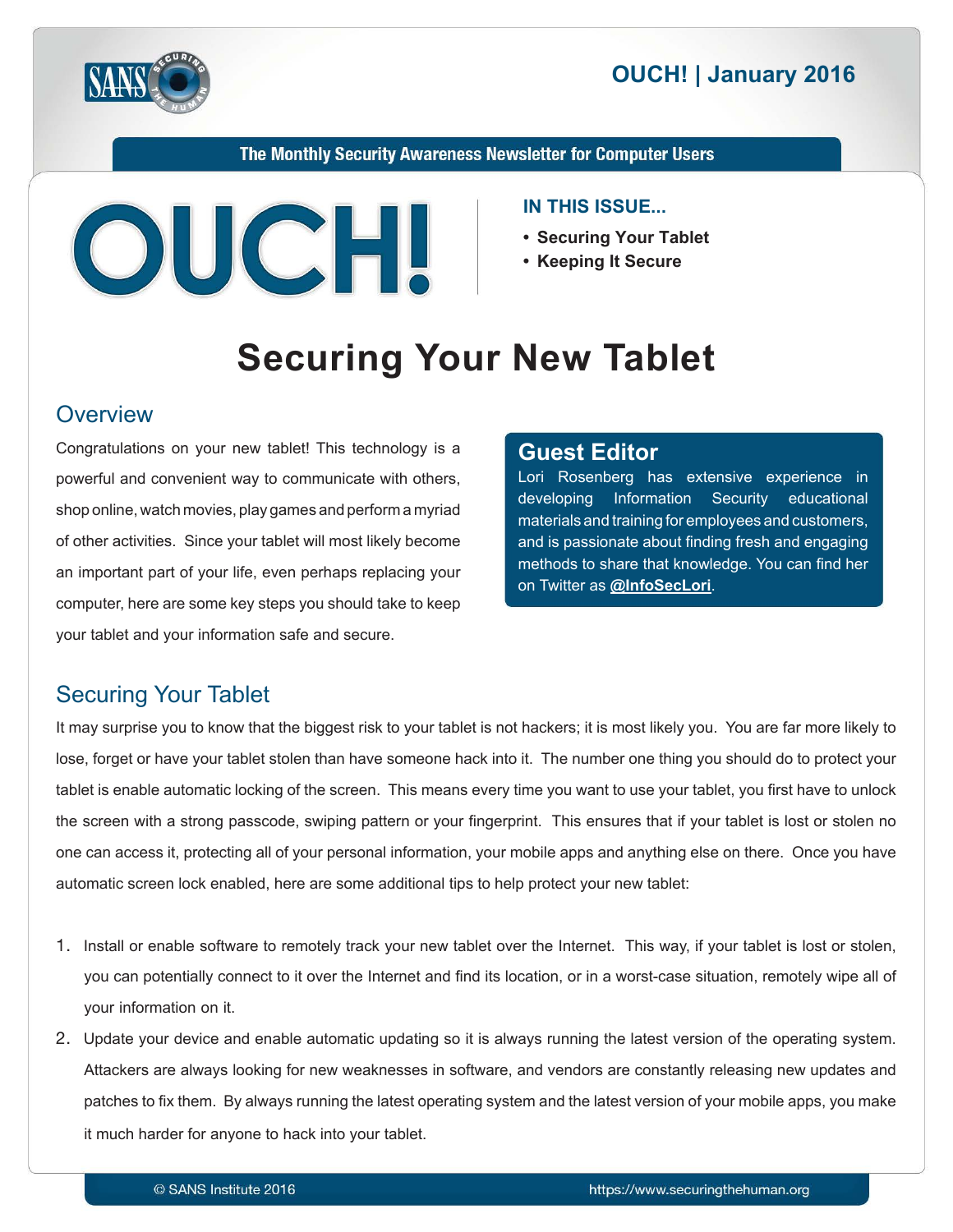# OUCH! | January 2016

**The Monthly Security Awareness Newsletter for Computer Users**

**IN THIS ISSUE...**

- **Securing Your Tablet**
- **Keeping It Secure**

# Securing Your New Tablet

## Overview

Congratulations on your new tablet! This technology is a powerful and convenient way to communicate with others, shop online, watch movies, play games and perform a myriad of other activities. Since your tablet will most likely become an important part of your life, even perhaps replacing your computer, here are some key steps you should take to keep your tablet and your information safe and secure.

### Guest Editor

Lori Rosenberg has extensive experience in developing Information Security educational materials and training for employees and customers, and is passionate about finding fresh and engaging methods to share that knowledge. You can find her on Twitter as **@InfoSecLori**.

## Securing Your Tablet

It may surprise you to know that the biggest risk to your tablet is not hackers; it is most likely you. You are far more likely to lose, forget or have your tablet stolen than have someone hack into it. The number one thing you should do to protect your tablet is enable automatic locking of the screen. This means every time you want to use your tablet, you first have to unlock the screen with a strong passcode, swiping pattern or your fingerprint. This ensures that if your tablet is lost or stolen no one can access it, protecting all of your personal information, your mobile apps and anything else on there. Once you have automatic screen lock enabled, here are some additional tips to help protect your new tablet:

1. Install or enable software to remotely track your new tablet over the Internet. This way, if your tablet is lost or stolen, you can potentially connect to it over the Internet and find its location, or in a worst-case situation, remotely wipe all of your information on it.
2. Update your device and enable automatic updating so it is always running the latest version of the operating system. Attackers are always looking for new weaknesses in software, and vendors are constantly releasing new updates and patches to fix them. By always running the latest operating system and the latest version of your mobile apps, you make it much harder for anyone to hack into your tablet.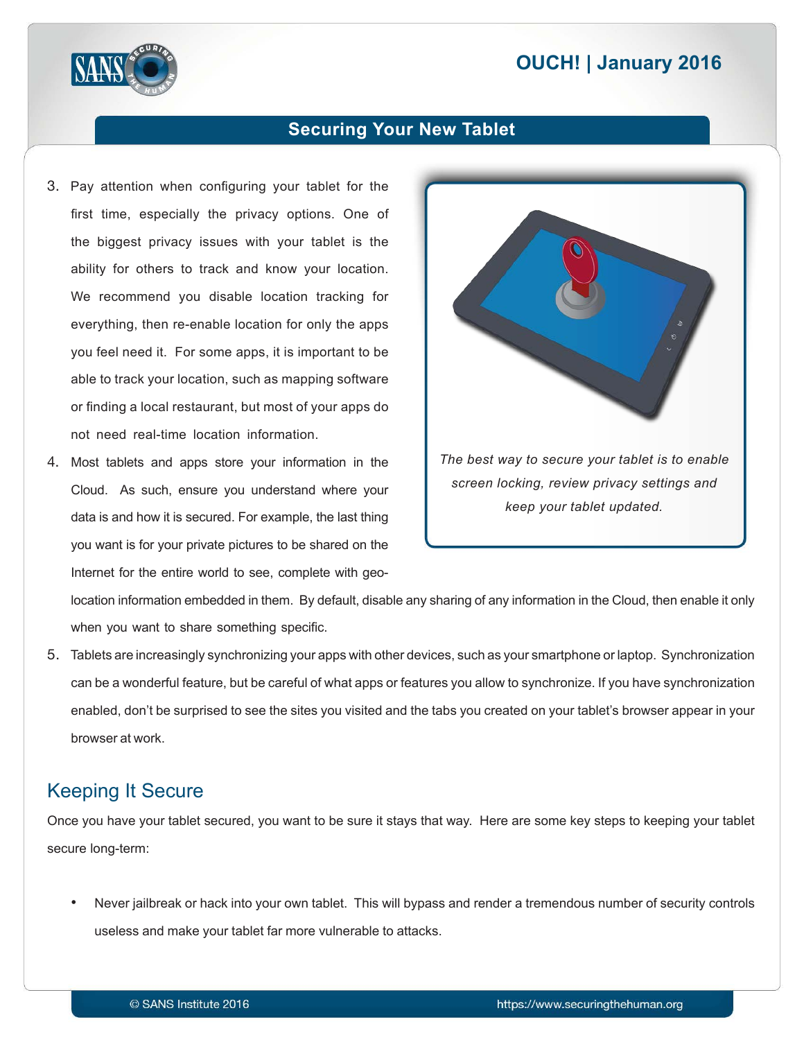3. Pay attention when configuring your tablet for the first time, especially the privacy options. One of the biggest privacy issues with your tablet is the ability for others to track and know your location. We recommend you disable location tracking for everything, then re-enable location for only the apps you feel need it. For some apps, it is important to be able to track your location, such as mapping software or finding a local restaurant, but most of your apps do not need real-time location information.
4. Most tablets and apps store your information in the Cloud. As such, ensure you understand where your data is and how it is secured. For example, the last thing you want is for your private pictures to be shared on the Internet for the entire world to see, complete with geo-location information embedded in them. By default, disable any sharing of any information in the Cloud, then enable it only when you want to share something specific.
5. Tablets are increasingly synchronizing your apps with other devices, such as your smartphone or laptop. Synchronization can be a wonderful feature, but be careful of what apps or features you allow to synchronize. If you have synchronization enabled, don't be surprised to see the sites you visited and the tabs you created on your tablet's browser appear in your browser at work.

*The best way to secure your tablet is to enable screen locking, review privacy settings and keep your tablet updated.*

## Keeping It Secure

Once you have your tablet secured, you want to be sure it stays that way. Here are some key steps to keeping your tablet secure long-term:

- Never jailbreak or hack into your own tablet. This will bypass and render a tremendous number of security controls useless and make your tablet far more vulnerable to attacks.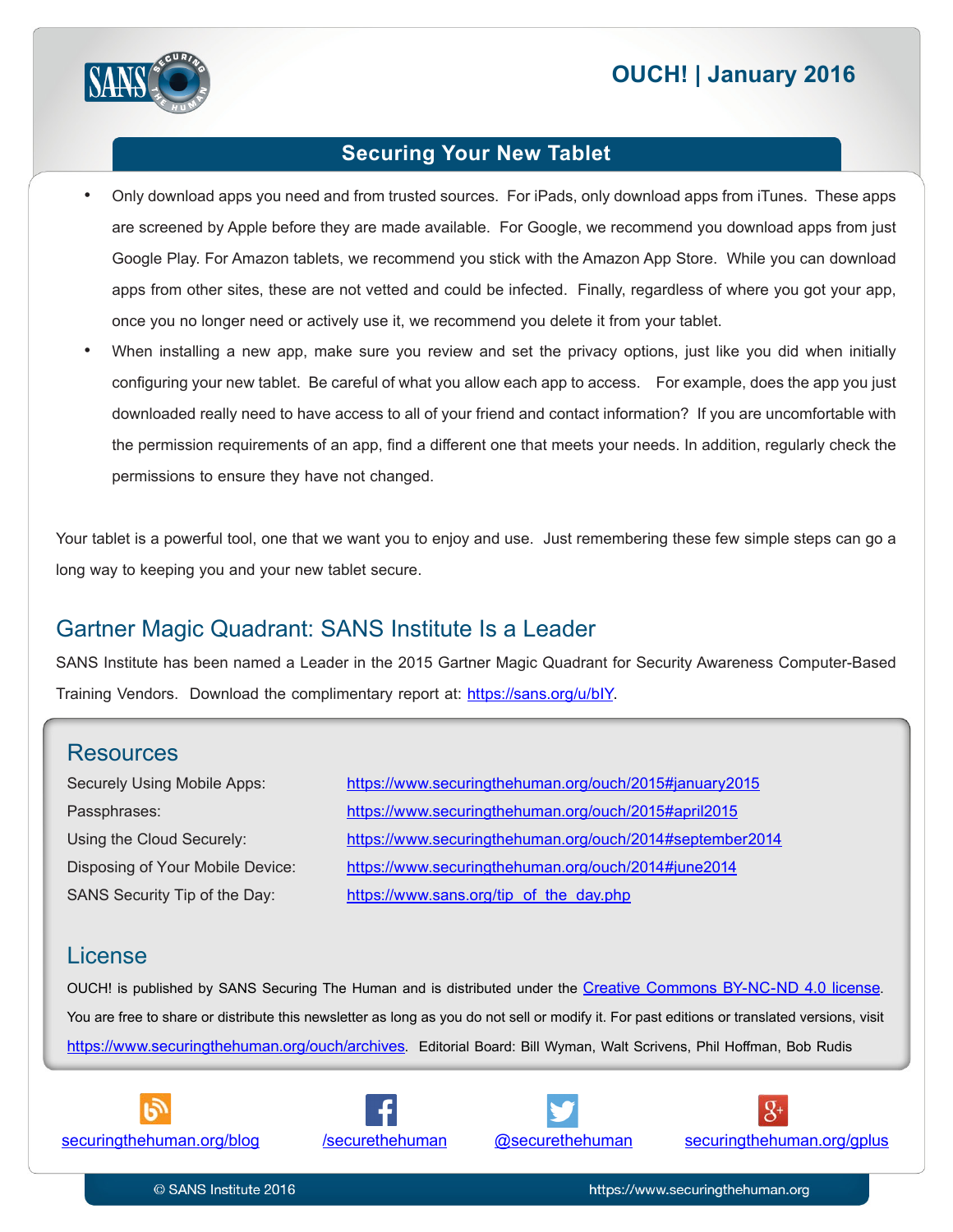- Only download apps you need and from trusted sources. For iPads, only download apps from iTunes. These apps are screened by Apple before they are made available. For Google, we recommend you download apps from just Google Play. For Amazon tablets, we recommend you stick with the Amazon App Store. While you can download apps from other sites, these are not vetted and could be infected. Finally, regardless of where you got your app, once you no longer need or actively use it, we recommend you delete it from your tablet.
- When installing a new app, make sure you review and set the privacy options, just like you did when initially configuring your new tablet. Be careful of what you allow each app to access. For example, does the app you just downloaded really need to have access to all of your friend and contact information? If you are uncomfortable with the permission requirements of an app, find a different one that meets your needs. In addition, regularly check the permissions to ensure they have not changed.

Your tablet is a powerful tool, one that we want you to enjoy and use. Just remembering these few simple steps can go a long way to keeping you and your new tablet secure.

## Gartner Magic Quadrant: SANS Institute Is a Leader

SANS Institute has been named a Leader in the 2015 Gartner Magic Quadrant for Security Awareness Computer-Based Training Vendors. Download the complimentary report at: https://sans.org/u/bIY.

## Resources

| | |
|---|---|
| Securely Using Mobile Apps: | https://www.securingthehuman.org/ouch/2015#january2015 |
| Passphrases: | https://www.securingthehuman.org/ouch/2015#april2015 |
| Using the Cloud Securely: | https://www.securingthehuman.org/ouch/2014#september2014 |
| Disposing of Your Mobile Device: | https://www.securingthehuman.org/ouch/2014#june2014 |
| SANS Security Tip of the Day: | https://www.sans.org/tip_of_the_day.php |

## License

OUCH! is published by SANS Securing The Human and is distributed under the Creative Commons BY-NC-ND 4.0 license. You are free to share or distribute this newsletter as long as you do not sell or modify it. For past editions or translated versions, visit https://www.securingthehuman.org/ouch/archives. Editorial Board: Bill Wyman, Walt Scrivens, Phil Hoffman, Bob Rudis

securingthehuman.org/blog &nbsp;&nbsp; /securethehuman &nbsp;&nbsp; @securethehuman &nbsp;&nbsp; securingthehuman.org/gplus